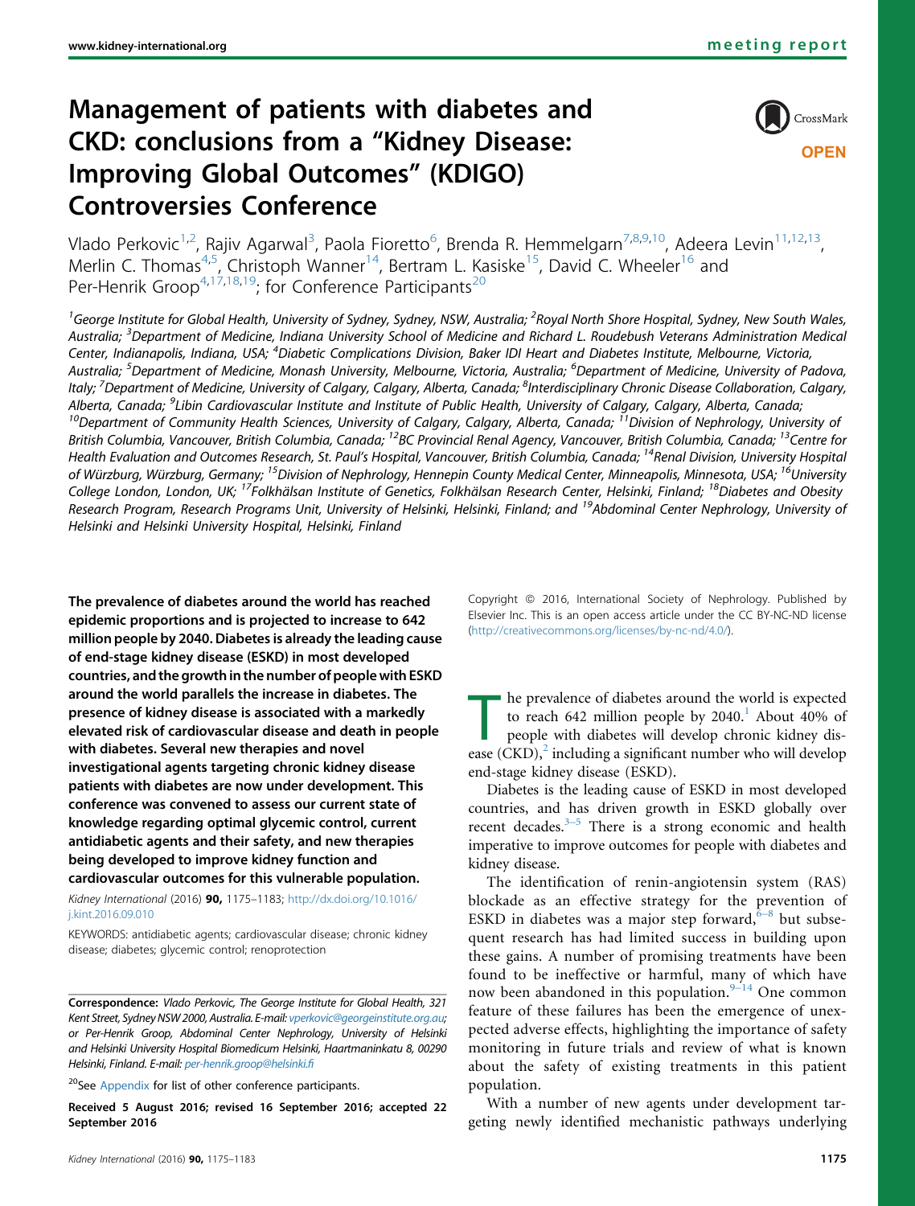# Management of patients with diabetes and CKD: conclusions from a "Kidney Disease: Improving Global Outcomes" (KDIGO) Controversies Conference

Vlado Perkovic[1,2], Rajiv Agarwal[3], Paola Fioretto[6], Brenda R. Hemmelgarn[7,8,9,10], Adeera Levin[11,12,13], Merlin C. Thomas[4,5], Christoph Wanner[14], Bertram L. Kasiske[15], David C. Wheeler[16] and Per-Henrik Groop[4,17,18,19]; for Conference Participants[20]

[1]George Institute for Global Health, University of Sydney, Sydney, NSW, Australia; [2]Royal North Shore Hospital, Sydney, New South Wales, Australia; [3]Department of Medicine, Indiana University School of Medicine and Richard L. Roudebush Veterans Administration Medical Center, Indianapolis, Indiana, USA; [4]Diabetic Complications Division, Baker IDI Heart and Diabetes Institute, Melbourne, Victoria, Australia; [5]Department of Medicine, Monash University, Melbourne, Victoria, Australia; [6]Department of Medicine, University of Padova, Italy; [7]Department of Medicine, University of Calgary, Calgary, Alberta, Canada; [8]Interdisciplinary Chronic Disease Collaboration, Calgary, Alberta, Canada; [9]Libin Cardiovascular Institute and Institute of Public Health, University of Calgary, Calgary, Alberta, Canada; [10]Department of Community Health Sciences, University of Calgary, Calgary, Alberta, Canada; [11]Division of Nephrology, University of British Columbia, Vancouver, British Columbia, Canada; [12]BC Provincial Renal Agency, Vancouver, British Columbia, Canada; [13]Centre for Health Evaluation and Outcomes Research, St. Paul's Hospital, Vancouver, British Columbia, Canada; [14]Renal Division, University Hospital of Würzburg, Würzburg, Germany; [15]Division of Nephrology, Hennepin County Medical Center, Minneapolis, Minnesota, USA; [16]University College London, London, UK; [17]Folkhälsan Institute of Genetics, Folkhälsan Research Center, Helsinki, Finland; [18]Diabetes and Obesity Research Program, Research Programs Unit, University of Helsinki, Helsinki, Finland; and [19]Abdominal Center Nephrology, University of Helsinki and Helsinki University Hospital, Helsinki, Finland

**The prevalence of diabetes around the world has reached epidemic proportions and is projected to increase to 642 million people by 2040. Diabetes is already the leading cause of end-stage kidney disease (ESKD) in most developed countries, and the growth in the number of people with ESKD around the world parallels the increase in diabetes. The presence of kidney disease is associated with a markedly elevated risk of cardiovascular disease and death in people with diabetes. Several new therapies and novel investigational agents targeting chronic kidney disease patients with diabetes are now under development. This conference was convened to assess our current state of knowledge regarding optimal glycemic control, current antidiabetic agents and their safety, and new therapies being developed to improve kidney function and cardiovascular outcomes for this vulnerable population.**

*Kidney International* (2016) **90**, 1175–1183; http://dx.doi.org/10.1016/j.kint.2016.09.010

KEYWORDS: antidiabetic agents; cardiovascular disease; chronic kidney disease; diabetes; glycemic control; renoprotection

Copyright © 2016, International Society of Nephrology. Published by Elsevier Inc. This is an open access article under the CC BY-NC-ND license (http://creativecommons.org/licenses/by-nc-nd/4.0/).

**Correspondence:** *Vlado Perkovic, The George Institute for Global Health, 321 Kent Street, Sydney NSW 2000, Australia. E-mail: vperkovic@georgeinstitute.org.au; or Per-Henrik Groop, Abdominal Center Nephrology, University of Helsinki and Helsinki University Hospital Biomedicum Helsinki, Haartmaninkatu 8, 00290 Helsinki, Finland. E-mail: per-henrik.groop@helsinki.fi*

[20]See Appendix for list of other conference participants.

**Received 5 August 2016; revised 16 September 2016; accepted 22 September 2016**

The prevalence of diabetes around the world is expected to reach 642 million people by 2040.[1] About 40% of people with diabetes will develop chronic kidney disease (CKD),[2] including a significant number who will develop end-stage kidney disease (ESKD).

Diabetes is the leading cause of ESKD in most developed countries, and has driven growth in ESKD globally over recent decades.[3–5] There is a strong economic and health imperative to improve outcomes for people with diabetes and kidney disease.

The identification of renin-angiotensin system (RAS) blockade as an effective strategy for the prevention of ESKD in diabetes was a major step forward,[6–8] but subsequent research has had limited success in building upon these gains. A number of promising treatments have been found to be ineffective or harmful, many of which have now been abandoned in this population.[9–14] One common feature of these failures has been the emergence of unexpected adverse effects, highlighting the importance of safety monitoring in future trials and review of what is known about the safety of existing treatments in this patient population.

With a number of new agents under development targeting newly identified mechanistic pathways underlying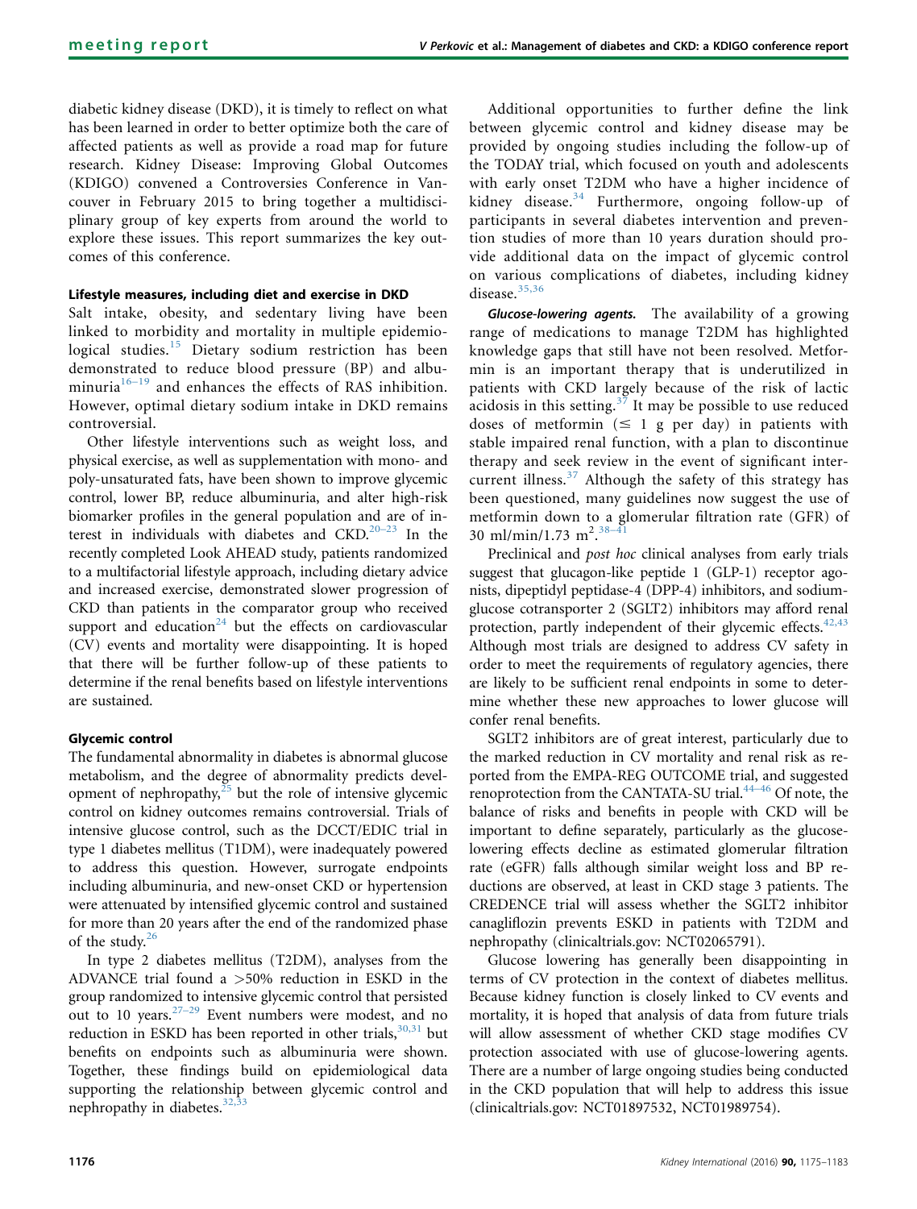diabetic kidney disease (DKD), it is timely to reflect on what has been learned in order to better optimize both the care of affected patients as well as provide a road map for future research. Kidney Disease: Improving Global Outcomes (KDIGO) convened a Controversies Conference in Vancouver in February 2015 to bring together a multidisciplinary group of key experts from around the world to explore these issues. This report summarizes the key outcomes of this conference.

#### Lifestyle measures, including diet and exercise in DKD

Salt intake, obesity, and sedentary living have been linked to morbidity and mortality in multiple epidemiological studies.[15] Dietary sodium restriction has been demonstrated to reduce blood pressure (BP) and albuminuria[16–19] and enhances the effects of RAS inhibition. However, optimal dietary sodium intake in DKD remains controversial.

Other lifestyle interventions such as weight loss, and physical exercise, as well as supplementation with mono- and poly-unsaturated fats, have been shown to improve glycemic control, lower BP, reduce albuminuria, and alter high-risk biomarker profiles in the general population and are of interest in individuals with diabetes and CKD.[20–23] In the recently completed Look AHEAD study, patients randomized to a multifactorial lifestyle approach, including dietary advice and increased exercise, demonstrated slower progression of CKD than patients in the comparator group who received support and education[24] but the effects on cardiovascular (CV) events and mortality were disappointing. It is hoped that there will be further follow-up of these patients to determine if the renal benefits based on lifestyle interventions are sustained.

#### Glycemic control

The fundamental abnormality in diabetes is abnormal glucose metabolism, and the degree of abnormality predicts development of nephropathy,[25] but the role of intensive glycemic control on kidney outcomes remains controversial. Trials of intensive glucose control, such as the DCCT/EDIC trial in type 1 diabetes mellitus (T1DM), were inadequately powered to address this question. However, surrogate endpoints including albuminuria, and new-onset CKD or hypertension were attenuated by intensified glycemic control and sustained for more than 20 years after the end of the randomized phase of the study.[26]

In type 2 diabetes mellitus (T2DM), analyses from the ADVANCE trial found a >50% reduction in ESKD in the group randomized to intensive glycemic control that persisted out to 10 years.[27–29] Event numbers were modest, and no reduction in ESKD has been reported in other trials,[30,31] but benefits on endpoints such as albuminuria were shown. Together, these findings build on epidemiological data supporting the relationship between glycemic control and nephropathy in diabetes.[32,33]

Additional opportunities to further define the link between glycemic control and kidney disease may be provided by ongoing studies including the follow-up of the TODAY trial, which focused on youth and adolescents with early onset T2DM who have a higher incidence of kidney disease.[34] Furthermore, ongoing follow-up of participants in several diabetes intervention and prevention studies of more than 10 years duration should provide additional data on the impact of glycemic control on various complications of diabetes, including kidney disease.[35,36]

***Glucose-lowering agents.*** The availability of a growing range of medications to manage T2DM has highlighted knowledge gaps that still have not been resolved. Metformin is an important therapy that is underutilized in patients with CKD largely because of the risk of lactic acidosis in this setting.[37] It may be possible to use reduced doses of metformin ($\leq$ 1 g per day) in patients with stable impaired renal function, with a plan to discontinue therapy and seek review in the event of significant intercurrent illness.[37] Although the safety of this strategy has been questioned, many guidelines now suggest the use of metformin down to a glomerular filtration rate (GFR) of 30 ml/min/1.73 $m^2$.[38–41]

Preclinical and *post hoc* clinical analyses from early trials suggest that glucagon-like peptide 1 (GLP-1) receptor agonists, dipeptidyl peptidase-4 (DPP-4) inhibitors, and sodium-glucose cotransporter 2 (SGLT2) inhibitors may afford renal protection, partly independent of their glycemic effects.[42,43] Although most trials are designed to address CV safety in order to meet the requirements of regulatory agencies, there are likely to be sufficient renal endpoints in some to determine whether these new approaches to lower glucose will confer renal benefits.

SGLT2 inhibitors are of great interest, particularly due to the marked reduction in CV mortality and renal risk as reported from the EMPA-REG OUTCOME trial, and suggested renoprotection from the CANTATA-SU trial.[44–46] Of note, the balance of risks and benefits in people with CKD will be important to define separately, particularly as the glucose-lowering effects decline as estimated glomerular filtration rate (eGFR) falls although similar weight loss and BP reductions are observed, at least in CKD stage 3 patients. The CREDENCE trial will assess whether the SGLT2 inhibitor canagliflozin prevents ESKD in patients with T2DM and nephropathy (clinicaltrials.gov: NCT02065791).

Glucose lowering has generally been disappointing in terms of CV protection in the context of diabetes mellitus. Because kidney function is closely linked to CV events and mortality, it is hoped that analysis of data from future trials will allow assessment of whether CKD stage modifies CV protection associated with use of glucose-lowering agents. There are a number of large ongoing studies being conducted in the CKD population that will help to address this issue (clinicaltrials.gov: NCT01897532, NCT01989754).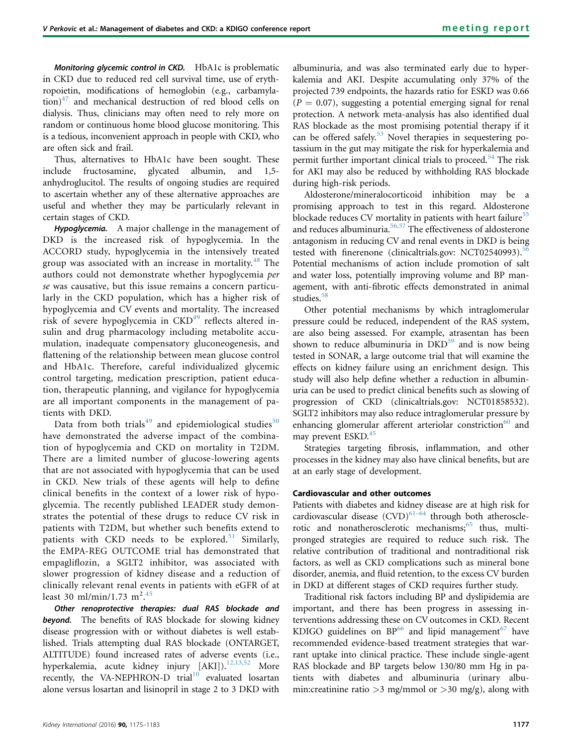***Monitoring glycemic control in CKD.*** HbA1c is problematic in CKD due to reduced red cell survival time, use of erythropoietin, modifications of hemoglobin (e.g., carbamylation)[47] and mechanical destruction of red blood cells on dialysis. Thus, clinicians may often need to rely more on random or continuous home blood glucose monitoring. This is a tedious, inconvenient approach in people with CKD, who are often sick and frail.

Thus, alternatives to HbA1c have been sought. These include fructosamine, glycated albumin, and 1,5-anhydroglucitol. The results of ongoing studies are required to ascertain whether any of these alternative approaches are useful and whether they may be particularly relevant in certain stages of CKD.

***Hypoglycemia.*** A major challenge in the management of DKD is the increased risk of hypoglycemia. In the ACCORD study, hypoglycemia in the intensively treated group was associated with an increase in mortality.[48] The authors could not demonstrate whether hypoglycemia *per se* was causative, but this issue remains a concern particularly in the CKD population, which has a higher risk of hypoglycemia and CV events and mortality. The increased risk of severe hypoglycemia in CKD[49] reflects altered insulin and drug pharmacology including metabolite accumulation, inadequate compensatory gluconeogenesis, and flattening of the relationship between mean glucose control and HbA1c. Therefore, careful individualized glycemic control targeting, medication prescription, patient education, therapeutic planning, and vigilance for hypoglycemia are all important components in the management of patients with DKD.

Data from both trials[49] and epidemiological studies[50] have demonstrated the adverse impact of the combination of hypoglycemia and CKD on mortality in T2DM. There are a limited number of glucose-lowering agents that are not associated with hypoglycemia that can be used in CKD. New trials of these agents will help to define clinical benefits in the context of a lower risk of hypoglycemia. The recently published LEADER study demonstrates the potential of these drugs to reduce CV risk in patients with T2DM, but whether such benefits extend to patients with CKD needs to be explored.[51] Similarly, the EMPA-REG OUTCOME trial has demonstrated that empagliflozin, a SGLT2 inhibitor, was associated with slower progression of kidney disease and a reduction of clinically relevant renal events in patients with eGFR of at least 30 ml/min/1.73 m$^2$.[45]

***Other renoprotective therapies: dual RAS blockade and beyond.*** The benefits of RAS blockade for slowing kidney disease progression with or without diabetes is well established. Trials attempting dual RAS blockade (ONTARGET, ALTITUDE) found increased rates of adverse events (i.e., hyperkalemia, acute kidney injury [AKI]).[12,13,52] More recently, the VA-NEPHRON-D trial[10] evaluated losartan alone versus losartan and lisinopril in stage 2 to 3 DKD with albuminuria, and was also terminated early due to hyperkalemia and AKI. Despite accumulating only 37% of the projected 739 endpoints, the hazards ratio for ESKD was 0.66 ($P = 0.07$), suggesting a potential emerging signal for renal protection. A network meta-analysis has also identified dual RAS blockade as the most promising potential therapy if it can be offered safely.[53] Novel therapies in sequestering potassium in the gut may mitigate the risk for hyperkalemia and permit further important clinical trials to proceed.[54] The risk for AKI may also be reduced by withholding RAS blockade during high-risk periods.

Aldosterone/mineralocorticoid inhibition may be a promising approach to test in this regard. Aldosterone blockade reduces CV mortality in patients with heart failure[55] and reduces albuminuria.[56,57] The effectiveness of aldosterone antagonism in reducing CV and renal events in DKD is being tested with finerenone (clinicaltrials.gov: NCT02540993).[56] Potential mechanisms of action include promotion of salt and water loss, potentially improving volume and BP management, with anti-fibrotic effects demonstrated in animal studies.[58]

Other potential mechanisms by which intraglomerular pressure could be reduced, independent of the RAS system, are also being assessed. For example, atrasentan has been shown to reduce albuminuria in DKD[59] and is now being tested in SONAR, a large outcome trial that will examine the effects on kidney failure using an enrichment design. This study will also help define whether a reduction in albuminuria can be used to predict clinical benefits such as slowing of progression of CKD (clinicaltrials.gov: NCT01858532). SGLT2 inhibitors may also reduce intraglomerular pressure by enhancing glomerular afferent arteriolar constriction[60] and may prevent ESKD.[45]

Strategies targeting fibrosis, inflammation, and other processes in the kidney may also have clinical benefits, but are at an early stage of development.

### Cardiovascular and other outcomes

Patients with diabetes and kidney disease are at high risk for cardiovascular disease (CVD)[61–64] through both atherosclerotic and nonatherosclerotic mechanisms;[65] thus, multipronged strategies are required to reduce such risk. The relative contribution of traditional and nontraditional risk factors, as well as CKD complications such as mineral bone disorder, anemia, and fluid retention, to the excess CV burden in DKD at different stages of CKD requires further study.

Traditional risk factors including BP and dyslipidemia are important, and there has been progress in assessing interventions addressing these on CV outcomes in CKD. Recent KDIGO guidelines on BP[66] and lipid management[67] have recommended evidence-based treatment strategies that warrant uptake into clinical practice. These include single-agent RAS blockade and BP targets below 130/80 mm Hg in patients with diabetes and albuminuria (urinary albumin:creatinine ratio >3 mg/mmol or >30 mg/g), along with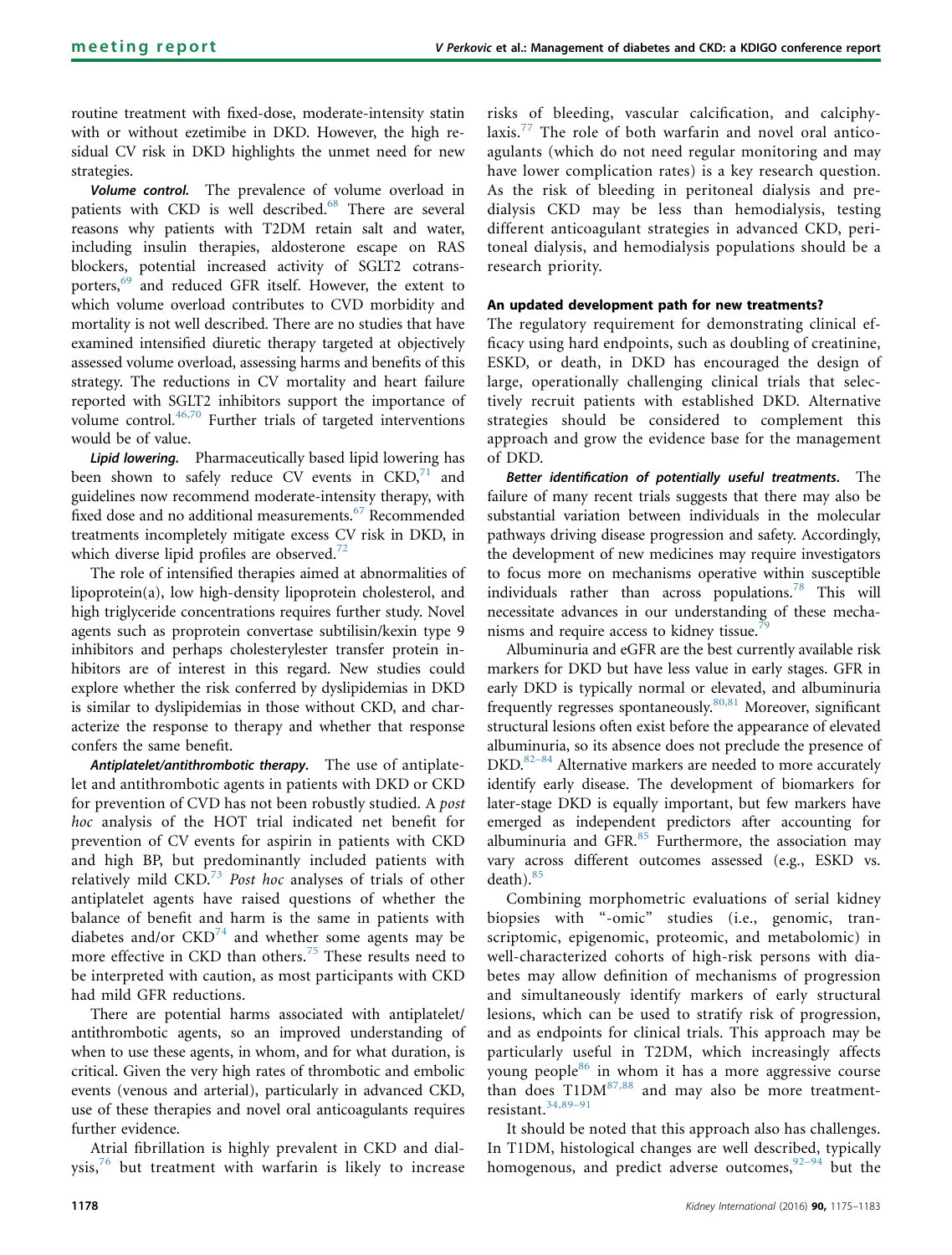routine treatment with fixed-dose, moderate-intensity statin with or without ezetimibe in DKD. However, the high residual CV risk in DKD highlights the unmet need for new strategies.

***Volume control.*** The prevalence of volume overload in patients with CKD is well described.[68] There are several reasons why patients with T2DM retain salt and water, including insulin therapies, aldosterone escape on RAS blockers, potential increased activity of SGLT2 cotransporters,[69] and reduced GFR itself. However, the extent to which volume overload contributes to CVD morbidity and mortality is not well described. There are no studies that have examined intensified diuretic therapy targeted at objectively assessed volume overload, assessing harms and benefits of this strategy. The reductions in CV mortality and heart failure reported with SGLT2 inhibitors support the importance of volume control.[46,70] Further trials of targeted interventions would be of value.

***Lipid lowering.*** Pharmaceutically based lipid lowering has been shown to safely reduce CV events in CKD,[71] and guidelines now recommend moderate-intensity therapy, with fixed dose and no additional measurements.[67] Recommended treatments incompletely mitigate excess CV risk in DKD, in which diverse lipid profiles are observed.[72]

The role of intensified therapies aimed at abnormalities of lipoprotein(a), low high-density lipoprotein cholesterol, and high triglyceride concentrations requires further study. Novel agents such as proprotein convertase subtilisin/kexin type 9 inhibitors and perhaps cholesterylester transfer protein inhibitors are of interest in this regard. New studies could explore whether the risk conferred by dyslipidemias in DKD is similar to dyslipidemias in those without CKD, and characterize the response to therapy and whether that response confers the same benefit.

***Antiplatelet/antithrombotic therapy.*** The use of antiplatelet and antithrombotic agents in patients with DKD or CKD for prevention of CVD has not been robustly studied. A *post hoc* analysis of the HOT trial indicated net benefit for prevention of CV events for aspirin in patients with CKD and high BP, but predominantly included patients with relatively mild CKD.[73] *Post hoc* analyses of trials of other antiplatelet agents have raised questions of whether the balance of benefit and harm is the same in patients with diabetes and/or CKD[74] and whether some agents may be more effective in CKD than others.[75] These results need to be interpreted with caution, as most participants with CKD had mild GFR reductions.

There are potential harms associated with antiplatelet/antithrombotic agents, so an improved understanding of when to use these agents, in whom, and for what duration, is critical. Given the very high rates of thrombotic and embolic events (venous and arterial), particularly in advanced CKD, use of these therapies and novel oral anticoagulants requires further evidence.

Atrial fibrillation is highly prevalent in CKD and dialysis,[76] but treatment with warfarin is likely to increase risks of bleeding, vascular calcification, and calciphylaxis.[77] The role of both warfarin and novel oral anticoagulants (which do not need regular monitoring and may have lower complication rates) is a key research question. As the risk of bleeding in peritoneal dialysis and predialysis CKD may be less than hemodialysis, testing different anticoagulant strategies in advanced CKD, peritoneal dialysis, and hemodialysis populations should be a research priority.

#### An updated development path for new treatments?

The regulatory requirement for demonstrating clinical efficacy using hard endpoints, such as doubling of creatinine, ESKD, or death, in DKD has encouraged the design of large, operationally challenging clinical trials that selectively recruit patients with established DKD. Alternative strategies should be considered to complement this approach and grow the evidence base for the management of DKD.

***Better identification of potentially useful treatments.*** The failure of many recent trials suggests that there may also be substantial variation between individuals in the molecular pathways driving disease progression and safety. Accordingly, the development of new medicines may require investigators to focus more on mechanisms operative within susceptible individuals rather than across populations.[78] This will necessitate advances in our understanding of these mechanisms and require access to kidney tissue.[79]

Albuminuria and eGFR are the best currently available risk markers for DKD but have less value in early stages. GFR in early DKD is typically normal or elevated, and albuminuria frequently regresses spontaneously.[80,81] Moreover, significant structural lesions often exist before the appearance of elevated albuminuria, so its absence does not preclude the presence of DKD.[82–84] Alternative markers are needed to more accurately identify early disease. The development of biomarkers for later-stage DKD is equally important, but few markers have emerged as independent predictors after accounting for albuminuria and GFR.[85] Furthermore, the association may vary across different outcomes assessed (e.g., ESKD vs. death).[85]

Combining morphometric evaluations of serial kidney biopsies with "-omic" studies (i.e., genomic, transcriptomic, epigenomic, proteomic, and metabolomic) in well-characterized cohorts of high-risk persons with diabetes may allow definition of mechanisms of progression and simultaneously identify markers of early structural lesions, which can be used to stratify risk of progression, and as endpoints for clinical trials. This approach may be particularly useful in T2DM, which increasingly affects young people[86] in whom it has a more aggressive course than does T1DM[87,88] and may also be more treatment-resistant.[34,89–91]

It should be noted that this approach also has challenges. In T1DM, histological changes are well described, typically homogenous, and predict adverse outcomes,[92–94] but the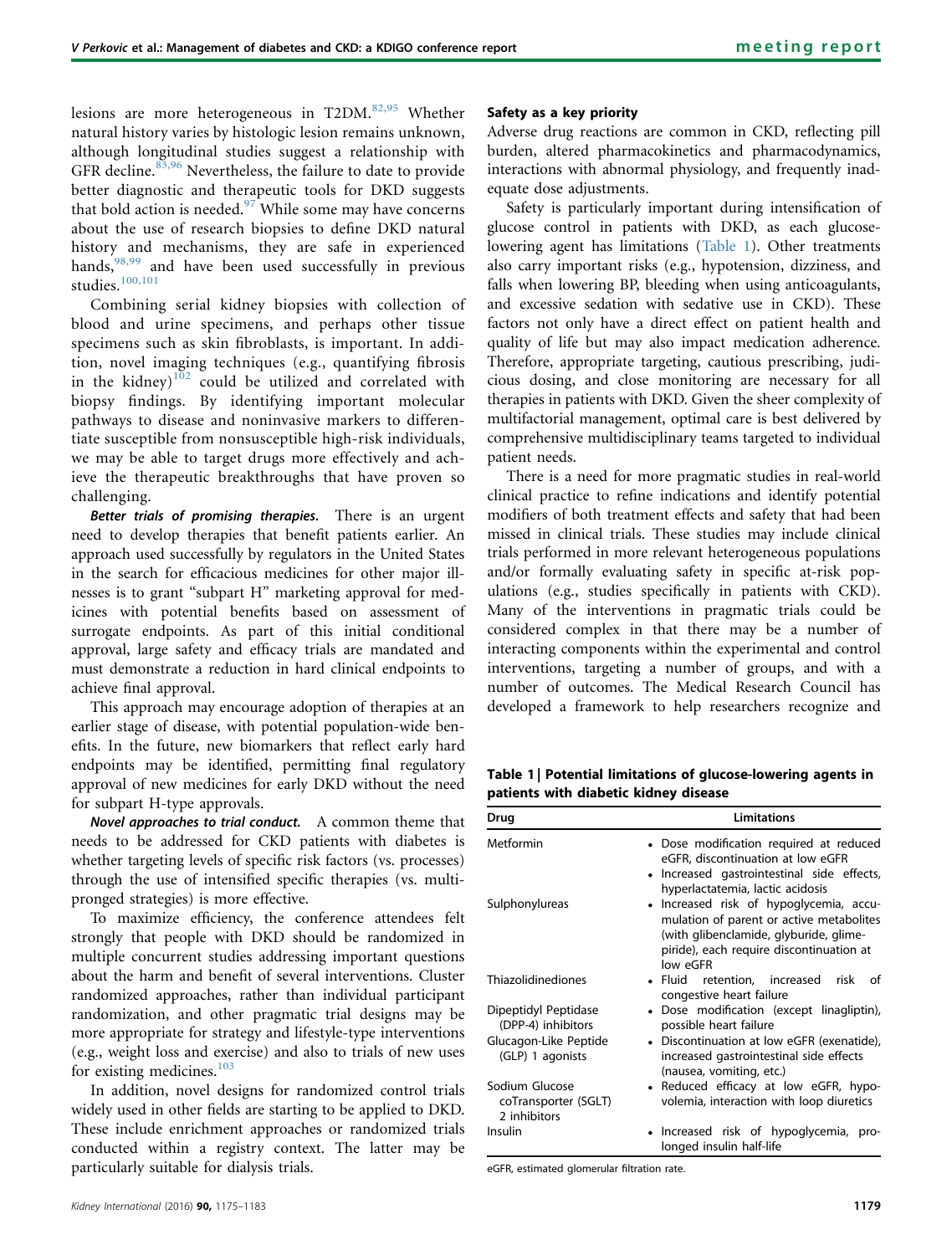lesions are more heterogeneous in T2DM.[82,95] Whether natural history varies by histologic lesion remains unknown, although longitudinal studies suggest a relationship with GFR decline.[83,96] Nevertheless, the failure to date to provide better diagnostic and therapeutic tools for DKD suggests that bold action is needed.[97] While some may have concerns about the use of research biopsies to define DKD natural history and mechanisms, they are safe in experienced hands,[98,99] and have been used successfully in previous studies.[100,101]

Combining serial kidney biopsies with collection of blood and urine specimens, and perhaps other tissue specimens such as skin fibroblasts, is important. In addition, novel imaging techniques (e.g., quantifying fibrosis in the kidney)[102] could be utilized and correlated with biopsy findings. By identifying important molecular pathways to disease and noninvasive markers to differentiate susceptible from nonsusceptible high-risk individuals, we may be able to target drugs more effectively and achieve the therapeutic breakthroughs that have proven so challenging.

***Better trials of promising therapies.*** There is an urgent need to develop therapies that benefit patients earlier. An approach used successfully by regulators in the United States in the search for efficacious medicines for other major illnesses is to grant "subpart H" marketing approval for medicines with potential benefits based on assessment of surrogate endpoints. As part of this initial conditional approval, large safety and efficacy trials are mandated and must demonstrate a reduction in hard clinical endpoints to achieve final approval.

This approach may encourage adoption of therapies at an earlier stage of disease, with potential population-wide benefits. In the future, new biomarkers that reflect early hard endpoints may be identified, permitting final regulatory approval of new medicines for early DKD without the need for subpart H-type approvals.

***Novel approaches to trial conduct.*** A common theme that needs to be addressed for CKD patients with diabetes is whether targeting levels of specific risk factors (vs. processes) through the use of intensified specific therapies (vs. multipronged strategies) is more effective.

To maximize efficiency, the conference attendees felt strongly that people with DKD should be randomized in multiple concurrent studies addressing important questions about the harm and benefit of several interventions. Cluster randomized approaches, rather than individual participant randomization, and other pragmatic trial designs may be more appropriate for strategy and lifestyle-type interventions (e.g., weight loss and exercise) and also to trials of new uses for existing medicines.[103]

In addition, novel designs for randomized control trials widely used in other fields are starting to be applied to DKD. These include enrichment approaches or randomized trials conducted within a registry context. The latter may be particularly suitable for dialysis trials.

### Safety as a key priority

Adverse drug reactions are common in CKD, reflecting pill burden, altered pharmacokinetics and pharmacodynamics, interactions with abnormal physiology, and frequently inadequate dose adjustments.

Safety is particularly important during intensification of glucose control in patients with DKD, as each glucose-lowering agent has limitations (Table 1). Other treatments also carry important risks (e.g., hypotension, dizziness, and falls when lowering BP, bleeding when using anticoagulants, and excessive sedation with sedative use in CKD). These factors not only have a direct effect on patient health and quality of life but may also impact medication adherence. Therefore, appropriate targeting, cautious prescribing, judicious dosing, and close monitoring are necessary for all therapies in patients with DKD. Given the sheer complexity of multifactorial management, optimal care is best delivered by comprehensive multidisciplinary teams targeted to individual patient needs.

There is a need for more pragmatic studies in real-world clinical practice to refine indications and identify potential modifiers of both treatment effects and safety that had been missed in clinical trials. These studies may include clinical trials performed in more relevant heterogeneous populations and/or formally evaluating safety in specific at-risk populations (e.g., studies specifically in patients with CKD). Many of the interventions in pragmatic trials could be considered complex in that there may be a number of interacting components within the experimental and control interventions, targeting a number of groups, and with a number of outcomes. The Medical Research Council has developed a framework to help researchers recognize and

**Table 1 | Potential limitations of glucose-lowering agents in patients with diabetic kidney disease**

| Drug | Limitations |
|---|---|
| Metformin | • Dose modification required at reduced eGFR, discontinuation at low eGFR<br>• Increased gastrointestinal side effects, hyperlactatemia, lactic acidosis |
| Sulphonylureas | • Increased risk of hypoglycemia, accumulation of parent or active metabolites (with glibenclamide, glyburide, glimepiride), each require discontinuation at low eGFR |
| Thiazolidinediones | • Fluid retention, increased risk of congestive heart failure |
| Dipeptidyl Peptidase (DPP-4) inhibitors | • Dose modification (except linagliptin), possible heart failure |
| Glucagon-Like Peptide (GLP) 1 agonists | • Discontinuation at low eGFR (exenatide), increased gastrointestinal side effects (nausea, vomiting, etc.) |
| Sodium Glucose coTransporter (SGLT) 2 inhibitors | • Reduced efficacy at low eGFR, hypovolemia, interaction with loop diuretics |
| Insulin | • Increased risk of hypoglycemia, prolonged insulin half-life |

eGFR, estimated glomerular filtration rate.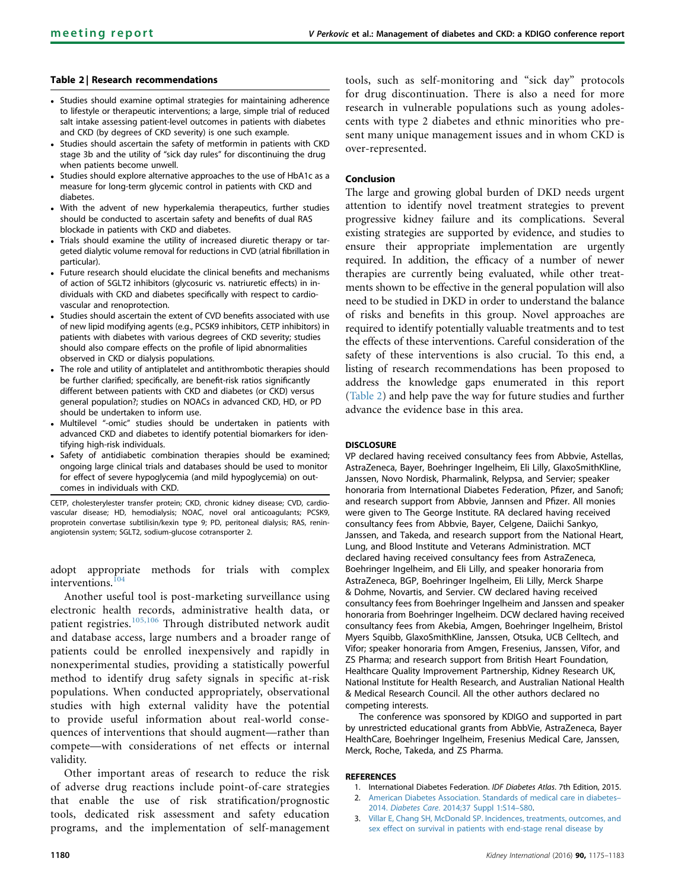### Table 2 | Research recommendations

- Studies should examine optimal strategies for maintaining adherence to lifestyle or therapeutic interventions; a large, simple trial of reduced salt intake assessing patient-level outcomes in patients with diabetes and CKD (by degrees of CKD severity) is one such example.
- Studies should ascertain the safety of metformin in patients with CKD stage 3b and the utility of "sick day rules" for discontinuing the drug when patients become unwell.
- Studies should explore alternative approaches to the use of HbA1c as a measure for long-term glycemic control in patients with CKD and diabetes.
- With the advent of new hyperkalemia therapeutics, further studies should be conducted to ascertain safety and benefits of dual RAS blockade in patients with CKD and diabetes.
- Trials should examine the utility of increased diuretic therapy or targeted dialytic volume removal for reductions in CVD (atrial fibrillation in particular).
- Future research should elucidate the clinical benefits and mechanisms of action of SGLT2 inhibitors (glycosuric vs. natriuretic effects) in individuals with CKD and diabetes specifically with respect to cardiovascular and renoprotection.
- Studies should ascertain the extent of CVD benefits associated with use of new lipid modifying agents (e.g., PCSK9 inhibitors, CETP inhibitors) in patients with diabetes with various degrees of CKD severity; studies should also compare effects on the profile of lipid abnormalities observed in CKD or dialysis populations.
- The role and utility of antiplatelet and antithrombotic therapies should be further clarified; specifically, are benefit-risk ratios significantly different between patients with CKD and diabetes (or CKD) versus general population?; studies on NOACs in advanced CKD, HD, or PD should be undertaken to inform use.
- Multilevel "-omic" studies should be undertaken in patients with advanced CKD and diabetes to identify potential biomarkers for identifying high-risk individuals.
- Safety of antidiabetic combination therapies should be examined; ongoing large clinical trials and databases should be used to monitor for effect of severe hypoglycemia (and mild hypoglycemia) on outcomes in individuals with CKD.

CETP, cholesterylester transfer protein; CKD, chronic kidney disease; CVD, cardiovascular disease; HD, hemodialysis; NOAC, novel oral anticoagulants; PCSK9, proprotein convertase subtilisin/kexin type 9; PD, peritoneal dialysis; RAS, renin-angiotensin system; SGLT2, sodium-glucose cotransporter 2.

adopt appropriate methods for trials with complex interventions.[104]

Another useful tool is post-marketing surveillance using electronic health records, administrative health data, or patient registries.[105,106] Through distributed network audit and database access, large numbers and a broader range of patients could be enrolled inexpensively and rapidly in nonexperimental studies, providing a statistically powerful method to identify drug safety signals in specific at-risk populations. When conducted appropriately, observational studies with high external validity have the potential to provide useful information about real-world consequences of interventions that should augment—rather than compete—with considerations of net effects or internal validity.

Other important areas of research to reduce the risk of adverse drug reactions include point-of-care strategies that enable the use of risk stratification/prognostic tools, dedicated risk assessment and safety education programs, and the implementation of self-management tools, such as self-monitoring and "sick day" protocols for drug discontinuation. There is also a need for more research in vulnerable populations such as young adolescents with type 2 diabetes and ethnic minorities who present many unique management issues and in whom CKD is over-represented.

## Conclusion

The large and growing global burden of DKD needs urgent attention to identify novel treatment strategies to prevent progressive kidney failure and its complications. Several existing strategies are supported by evidence, and studies to ensure their appropriate implementation are urgently required. In addition, the efficacy of a number of newer therapies are currently being evaluated, while other treatments shown to be effective in the general population will also need to be studied in DKD in order to understand the balance of risks and benefits in this group. Novel approaches are required to identify potentially valuable treatments and to test the effects of these interventions. Careful consideration of the safety of these interventions is also crucial. To this end, a listing of research recommendations has been proposed to address the knowledge gaps enumerated in this report (Table 2) and help pave the way for future studies and further advance the evidence base in this area.

## DISCLOSURE

VP declared having received consultancy fees from Abbvie, Astellas, AstraZeneca, Bayer, Boehringer Ingelheim, Eli Lilly, GlaxoSmithKline, Janssen, Novo Nordisk, Pharmalink, Relypsa, and Servier; speaker honoraria from International Diabetes Federation, Pfizer, and Sanofi; and research support from Abbvie, Jannsen and Pfizer. All monies were given to The George Institute. RA declared having received consultancy fees from Abbvie, Bayer, Celgene, Daiichi Sankyo, Janssen, and Takeda, and research support from the National Heart, Lung, and Blood Institute and Veterans Administration. MCT declared having received consultancy fees from AstraZeneca, Boehringer Ingelheim, and Eli Lilly, and speaker honoraria from AstraZeneca, BGP, Boehringer Ingelheim, Eli Lilly, Merck Sharpe & Dohme, Novartis, and Servier. CW declared having received consultancy fees from Boehringer Ingelheim and Janssen and speaker honoraria from Boehringer Ingelheim. DCW declared having received consultancy fees from Akebia, Amgen, Boehringer Ingelheim, Bristol Myers Squibb, GlaxoSmithKline, Janssen, Otsuka, UCB Celltech, and Vifor; speaker honoraria from Amgen, Fresenius, Janssen, Vifor, and ZS Pharma; and research support from British Heart Foundation, Healthcare Quality Improvement Partnership, Kidney Research UK, National Institute for Health Research, and Australian National Health & Medical Research Council. All the other authors declared no competing interests.

The conference was sponsored by KDIGO and supported in part by unrestricted educational grants from AbbVie, AstraZeneca, Bayer HealthCare, Boehringer Ingelheim, Fresenius Medical Care, Janssen, Merck, Roche, Takeda, and ZS Pharma.

## REFERENCES

1. International Diabetes Federation. *IDF Diabetes Atlas*. 7th Edition, 2015.
2. American Diabetes Association. Standards of medical care in diabetes–2014. *Diabetes Care*. 2014;37 Suppl 1:S14–S80.
3. Villar E, Chang SH, McDonald SP. Incidences, treatments, outcomes, and sex effect on survival in patients with end-stage renal disease by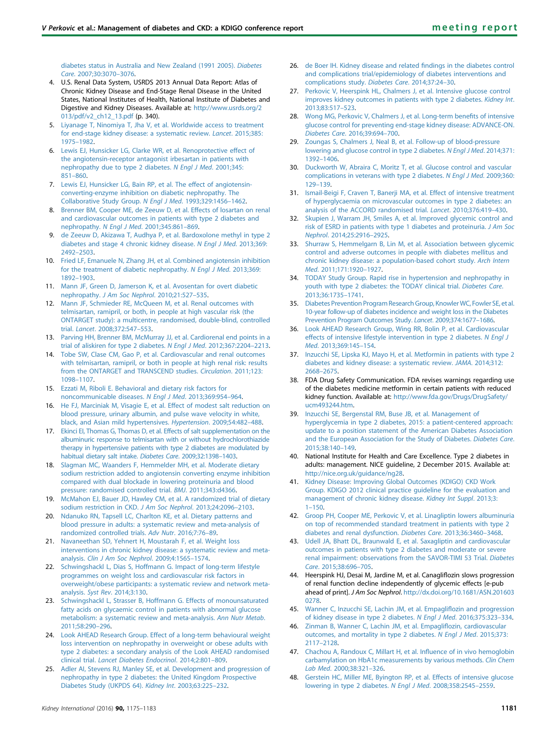diabetes status in Australia and New Zealand (1991 2005). *Diabetes Care*. 2007;30:3070–3076.

4. U.S. Renal Data System, USRDS 2013 Annual Data Report: Atlas of Chronic Kidney Disease and End-Stage Renal Disease in the United States, National Institutes of Health, National Institute of Diabetes and Digestive and Kidney Diseases. Available at: http://www.usrds.org/2013/pdf/v2_ch12_13.pdf (p. 340).
5. Liyanage T, Ninomiya T, Jha V, et al. Worldwide access to treatment for end-stage kidney disease: a systematic review. *Lancet*. 2015;385:1975–1982.
6. Lewis EJ, Hunsicker LG, Clarke WR, et al. Renoprotective effect of the angiotensin-receptor antagonist irbesartan in patients with nephropathy due to type 2 diabetes. *N Engl J Med*. 2001;345:851–860.
7. Lewis EJ, Hunsicker LG, Bain RP, et al. The effect of angiotensin-converting-enzyme inhibition on diabetic nephropathy. The Collaborative Study Group. *N Engl J Med*. 1993;329:1456–1462.
8. Brenner BM, Cooper ME, de Zeeuw D, et al. Effects of losartan on renal and cardiovascular outcomes in patients with type 2 diabetes and nephropathy. *N Engl J Med*. 2001;345:861–869.
9. de Zeeuw D, Akizawa T, Audhya P, et al. Bardoxolone methyl in type 2 diabetes and stage 4 chronic kidney disease. *N Engl J Med*. 2013;369:2492–2503.
10. Fried LF, Emanuele N, Zhang JH, et al. Combined angiotensin inhibition for the treatment of diabetic nephropathy. *N Engl J Med*. 2013;369:1892–1903.
11. Mann JF, Green D, Jamerson K, et al. Avosentan for overt diabetic nephropathy. *J Am Soc Nephrol*. 2010;21:527–535.
12. Mann JF, Schmieder RE, McQueen M, et al. Renal outcomes with telmisartan, ramipril, or both, in people at high vascular risk (the ONTARGET study): a multicentre, randomised, double-blind, controlled trial. *Lancet*. 2008;372:547–553.
13. Parving HH, Brenner BM, McMurray JJ, et al. Cardiorenal end points in a trial of aliskiren for type 2 diabetes. *N Engl J Med*. 2012;367:2204–2213.
14. Tobe SW, Clase CM, Gao P, et al. Cardiovascular and renal outcomes with telmisartan, ramipril, or both in people at high renal risk: results from the ONTARGET and TRANSCEND studies. *Circulation*. 2011;123:1098–1107.
15. Ezzati M, Riboli E. Behavioral and dietary risk factors for noncommunicable diseases. *N Engl J Med*. 2013;369:954–964.
16. He FJ, Marciniak M, Visagie E, et al. Effect of modest salt reduction on blood pressure, urinary albumin, and pulse wave velocity in white, black, and Asian mild hypertensives. *Hypertension*. 2009;54:482–488.
17. Ekinci EI, Thomas G, Thomas D, et al. Effects of salt supplementation on the albuminuric response to telmisartan with or without hydrochlorothiazide therapy in hypertensive patients with type 2 diabetes are modulated by habitual dietary salt intake. *Diabetes Care*. 2009;32:1398–1403.
18. Slagman MC, Waanders F, Hemmelder MH, et al. Moderate dietary sodium restriction added to angiotensin converting enzyme inhibition compared with dual blockade in lowering proteinuria and blood pressure: randomised controlled trial. *BMJ*. 2011;343:d4366.
19. McMahon EJ, Bauer JD, Hawley CM, et al. A randomized trial of dietary sodium restriction in CKD. *J Am Soc Nephrol*. 2013;24:2096–2103.
20. Ndanuko RN, Tapsell LC, Charlton KE, et al. Dietary patterns and blood pressure in adults: a systematic review and meta-analysis of randomized controlled trials. *Adv Nutr*. 2016;7:76–89.
21. Navaneethan SD, Yehnert H, Moustarah F, et al. Weight loss interventions in chronic kidney disease: a systematic review and meta-analysis. *Clin J Am Soc Nephrol*. 2009;4:1565–1574.
22. Schwingshackl L, Dias S, Hoffmann G. Impact of long-term lifestyle programmes on weight loss and cardiovascular risk factors in overweight/obese participants: a systematic review and network meta-analysis. *Syst Rev*. 2014;3:130.
23. Schwingshackl L, Strasser B, Hoffmann G. Effects of monounsaturated fatty acids on glycaemic control in patients with abnormal glucose metabolism: a systematic review and meta-analysis. *Ann Nutr Metab*. 2011;58:290–296.
24. Look AHEAD Research Group. Effect of a long-term behavioural weight loss intervention on nephropathy in overweight or obese adults with type 2 diabetes: a secondary analysis of the Look AHEAD randomised clinical trial. *Lancet Diabetes Endocrinol*. 2014;2:801–809.
25. Adler AI, Stevens RJ, Manley SE, et al. Development and progression of nephropathy in type 2 diabetes: the United Kingdom Prospective Diabetes Study (UKPDS 64). *Kidney Int*. 2003;63:225–232.
26. de Boer IH. Kidney disease and related findings in the diabetes control and complications trial/epidemiology of diabetes interventions and complications study. *Diabetes Care*. 2014;37:24–30.
27. Perkovic V, Heerspink HL, Chalmers J, et al. Intensive glucose control improves kidney outcomes in patients with type 2 diabetes. *Kidney Int*. 2013;83:517–523.
28. Wong MG, Perkovic V, Chalmers J, et al. Long-term benefits of intensive glucose control for preventing end-stage kidney disease: ADVANCE-ON. *Diabetes Care*. 2016;39:694–700.
29. Zoungas S, Chalmers J, Neal B, et al. Follow-up of blood-pressure lowering and glucose control in type 2 diabetes. *N Engl J Med*. 2014;371:1392–1406.
30. Duckworth W, Abraira C, Moritz T, et al. Glucose control and vascular complications in veterans with type 2 diabetes. *N Engl J Med*. 2009;360:129–139.
31. Ismail-Beigi F, Craven T, Banerji MA, et al. Effect of intensive treatment of hyperglycaemia on microvascular outcomes in type 2 diabetes: an analysis of the ACCORD randomised trial. *Lancet*. 2010;376:419–430.
32. Skupien J, Warram JH, Smiles A, et al. Improved glycemic control and risk of ESRD in patients with type 1 diabetes and proteinuria. *J Am Soc Nephrol*. 2014;25:2916–2925.
33. Shurraw S, Hemmelgarn B, Lin M, et al. Association between glycemic control and adverse outcomes in people with diabetes mellitus and chronic kidney disease: a population-based cohort study. *Arch Intern Med*. 2011;171:1920–1927.
34. TODAY Study Group. Rapid rise in hypertension and nephropathy in youth with type 2 diabetes: the TODAY clinical trial. *Diabetes Care*. 2013;36:1735–1741.
35. Diabetes Prevention Program Research Group, Knowler WC, Fowler SE, et al. 10-year follow-up of diabetes incidence and weight loss in the Diabetes Prevention Program Outcomes Study. *Lancet*. 2009;374:1677–1686.
36. Look AHEAD Research Group, Wing RR, Bolin P, et al. Cardiovascular effects of intensive lifestyle intervention in type 2 diabetes. *N Engl J Med*. 2013;369:145–154.
37. Inzucchi SE, Lipska KJ, Mayo H, et al. Metformin in patients with type 2 diabetes and kidney disease: a systematic review. *JAMA*. 2014;312:2668–2675.
38. FDA Drug Safety Communication. FDA revises warnings regarding use of the diabetes medicine metformin in certain patients with reduced kidney function. Available at: http://www.fda.gov/Drugs/DrugSafety/ucm493244.htm.
39. Inzucchi SE, Bergenstal RM, Buse JB, et al. Management of hyperglycemia in type 2 diabetes, 2015: a patient-centered approach: update to a position statement of the American Diabetes Association and the European Association for the Study of Diabetes. *Diabetes Care*. 2015;38:140–149.
40. National Institute for Health and Care Excellence. Type 2 diabetes in adults: management. NICE guideline, 2 December 2015. Available at: http://nice.org.uk/guidance/ng28.
41. Kidney Disease: Improving Global Outcomes (KDIGO) CKD Work Group. KDIGO 2012 clinical practice guideline for the evaluation and management of chronic kidney disease. *Kidney Int Suppl*. 2013;3:1–150.
42. Groop PH, Cooper ME, Perkovic V, et al. Linagliptin lowers albuminuria on top of recommended standard treatment in patients with type 2 diabetes and renal dysfunction. *Diabetes Care*. 2013;36:3460–3468.
43. Udell JA, Bhatt DL, Braunwald E, et al. Saxagliptin and cardiovascular outcomes in patients with type 2 diabetes and moderate or severe renal impairment: observations from the SAVOR-TIMI 53 Trial. *Diabetes Care*. 2015;38:696–705.
44. Heerspink HJ, Desai M, Jardine M, et al. Canagliflozin slows progression of renal function decline independently of glycemic effects [e-pub ahead of print]. *J Am Soc Nephrol*. http://dx.doi.org/10.1681/ASN.2016030278.
45. Wanner C, Inzucchi SE, Lachin JM, et al. Empagliflozin and progression of kidney disease in type 2 diabetes. *N Engl J Med*. 2016;375:323–334.
46. Zinman B, Wanner C, Lachin JM, et al. Empagliflozin, cardiovascular outcomes, and mortality in type 2 diabetes. *N Engl J Med*. 2015;373:2117–2128.
47. Chachou A, Randoux C, Millart H, et al. Influence of in vivo hemoglobin carbamylation on HbA1c measurements by various methods. *Clin Chem Lab Med*. 2000;38:321–326.
48. Gerstein HC, Miller ME, Byington RP, et al. Effects of intensive glucose lowering in type 2 diabetes. *N Engl J Med*. 2008;358:2545–2559.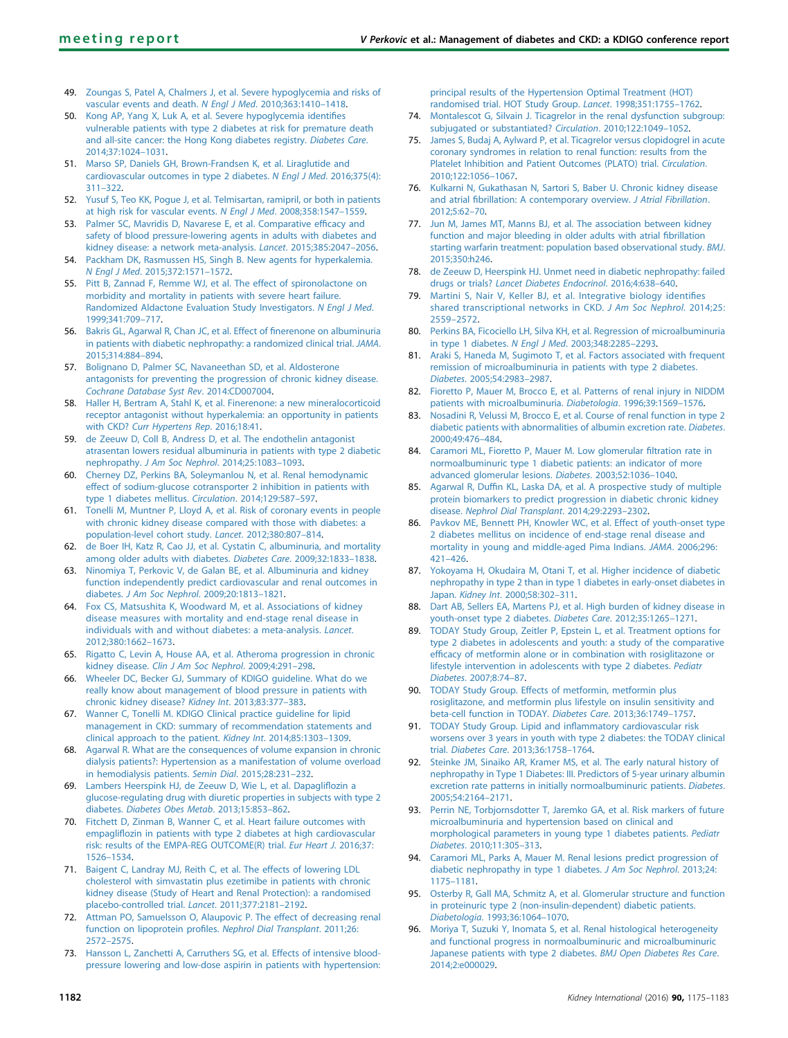49. Zoungas S, Patel A, Chalmers J, et al. Severe hypoglycemia and risks of vascular events and death. *N Engl J Med*. 2010;363:1410–1418.
50. Kong AP, Yang X, Luk A, et al. Severe hypoglycemia identifies vulnerable patients with type 2 diabetes at risk for premature death and all-site cancer: the Hong Kong diabetes registry. *Diabetes Care*. 2014;37:1024–1031.
51. Marso SP, Daniels GH, Brown-Frandsen K, et al. Liraglutide and cardiovascular outcomes in type 2 diabetes. *N Engl J Med*. 2016;375(4): 311–322.
52. Yusuf S, Teo KK, Pogue J, et al. Telmisartan, ramipril, or both in patients at high risk for vascular events. *N Engl J Med*. 2008;358:1547–1559.
53. Palmer SC, Mavridis D, Navarese E, et al. Comparative efficacy and safety of blood pressure-lowering agents in adults with diabetes and kidney disease: a network meta-analysis. *Lancet*. 2015;385:2047–2056.
54. Packham DK, Rasmussen HS, Singh B. New agents for hyperkalemia. *N Engl J Med*. 2015;372:1571–1572.
55. Pitt B, Zannad F, Remme WJ, et al. The effect of spironolactone on morbidity and mortality in patients with severe heart failure. Randomized Aldactone Evaluation Study Investigators. *N Engl J Med*. 1999;341:709–717.
56. Bakris GL, Agarwal R, Chan JC, et al. Effect of finerenone on albuminuria in patients with diabetic nephropathy: a randomized clinical trial. *JAMA*. 2015;314:884–894.
57. Bolignano D, Palmer SC, Navaneethan SD, et al. Aldosterone antagonists for preventing the progression of chronic kidney disease. *Cochrane Database Syst Rev*. 2014:CD007004.
58. Haller H, Bertram A, Stahl K, et al. Finerenone: a new mineralocorticoid receptor antagonist without hyperkalemia: an opportunity in patients with CKD? *Curr Hypertens Rep*. 2016;18:41.
59. de Zeeuw D, Coll B, Andress D, et al. The endothelin antagonist atrasentan lowers residual albuminuria in patients with type 2 diabetic nephropathy. *J Am Soc Nephrol*. 2014;25:1083–1093.
60. Cherney DZ, Perkins BA, Soleymanlou N, et al. Renal hemodynamic effect of sodium-glucose cotransporter 2 inhibition in patients with type 1 diabetes mellitus. *Circulation*. 2014;129:587–597.
61. Tonelli M, Muntner P, Lloyd A, et al. Risk of coronary events in people with chronic kidney disease compared with those with diabetes: a population-level cohort study. *Lancet*. 2012;380:807–814.
62. de Boer IH, Katz R, Cao JJ, et al. Cystatin C, albuminuria, and mortality among older adults with diabetes. *Diabetes Care*. 2009;32:1833–1838.
63. Ninomiya T, Perkovic V, de Galan BE, et al. Albuminuria and kidney function independently predict cardiovascular and renal outcomes in diabetes. *J Am Soc Nephrol*. 2009;20:1813–1821.
64. Fox CS, Matsushita K, Woodward M, et al. Associations of kidney disease measures with mortality and end-stage renal disease in individuals with and without diabetes: a meta-analysis. *Lancet*. 2012;380:1662–1673.
65. Rigatto C, Levin A, House AA, et al. Atheroma progression in chronic kidney disease. *Clin J Am Soc Nephrol*. 2009;4:291–298.
66. Wheeler DC, Becker GJ, Summary of KDIGO guideline. What do we really know about management of blood pressure in patients with chronic kidney disease? *Kidney Int*. 2013;83:377–383.
67. Wanner C, Tonelli M. KDIGO Clinical practice guideline for lipid management in CKD: summary of recommendation statements and clinical approach to the patient. *Kidney Int*. 2014;85:1303–1309.
68. Agarwal R. What are the consequences of volume expansion in chronic dialysis patients?: Hypertension as a manifestation of volume overload in hemodialysis patients. *Semin Dial*. 2015;28:231–232.
69. Lambers Heerspink HJ, de Zeeuw D, Wie L, et al. Dapagliflozin a glucose-regulating drug with diuretic properties in subjects with type 2 diabetes. *Diabetes Obes Metab*. 2013;15:853–862.
70. Fitchett D, Zinman B, Wanner C, et al. Heart failure outcomes with empagliflozin in patients with type 2 diabetes at high cardiovascular risk: results of the EMPA-REG OUTCOME(R) trial. *Eur Heart J*. 2016;37: 1526–1534.
71. Baigent C, Landray MJ, Reith C, et al. The effects of lowering LDL cholesterol with simvastatin plus ezetimibe in patients with chronic kidney disease (Study of Heart and Renal Protection): a randomised placebo-controlled trial. *Lancet*. 2011;377:2181–2192.
72. Attman PO, Samuelsson O, Alaupovic P. The effect of decreasing renal function on lipoprotein profiles. *Nephrol Dial Transplant*. 2011;26: 2572–2575.
73. Hansson L, Zanchetti A, Carruthers SG, et al. Effects of intensive blood-pressure lowering and low-dose aspirin in patients with hypertension: principal results of the Hypertension Optimal Treatment (HOT) randomised trial. HOT Study Group. *Lancet*. 1998;351:1755–1762.
74. Montalescot G, Silvain J. Ticagrelor in the renal dysfunction subgroup: subjugated or substantiated? *Circulation*. 2010;122:1049–1052.
75. James S, Budaj A, Aylward P, et al. Ticagrelor versus clopidogrel in acute coronary syndromes in relation to renal function: results from the Platelet Inhibition and Patient Outcomes (PLATO) trial. *Circulation*. 2010;122:1056–1067.
76. Kulkarni N, Gukathasan N, Sartori S, Baber U. Chronic kidney disease and atrial fibrillation: A contemporary overview. *J Atrial Fibrillation*. 2012;5:62–70.
77. Jun M, James MT, Manns BJ, et al. The association between kidney function and major bleeding in older adults with atrial fibrillation starting warfarin treatment: population based observational study. *BMJ*. 2015;350:h246.
78. de Zeeuw D, Heerspink HJ. Unmet need in diabetic nephropathy: failed drugs or trials? *Lancet Diabetes Endocrinol*. 2016;4:638–640.
79. Martini S, Nair V, Keller BJ, et al. Integrative biology identifies shared transcriptional networks in CKD. *J Am Soc Nephrol*. 2014;25: 2559–2572.
80. Perkins BA, Ficociello LH, Silva KH, et al. Regression of microalbuminuria in type 1 diabetes. *N Engl J Med*. 2003;348:2285–2293.
81. Araki S, Haneda M, Sugimoto T, et al. Factors associated with frequent remission of microalbuminuria in patients with type 2 diabetes. *Diabetes*. 2005;54:2983–2987.
82. Fioretto P, Mauer M, Brocco E, et al. Patterns of renal injury in NIDDM patients with microalbuminuria. *Diabetologia*. 1996;39:1569–1576.
83. Nosadini R, Velussi M, Brocco E, et al. Course of renal function in type 2 diabetic patients with abnormalities of albumin excretion rate. *Diabetes*. 2000;49:476–484.
84. Caramori ML, Fioretto P, Mauer M. Low glomerular filtration rate in normoalbuminuric type 1 diabetic patients: an indicator of more advanced glomerular lesions. *Diabetes*. 2003;52:1036–1040.
85. Agarwal R, Duffin KL, Laska DA, et al. A prospective study of multiple protein biomarkers to predict progression in diabetic chronic kidney disease. *Nephrol Dial Transplant*. 2014;29:2293–2302.
86. Pavkov ME, Bennett PH, Knowler WC, et al. Effect of youth-onset type 2 diabetes mellitus on incidence of end-stage renal disease and mortality in young and middle-aged Pima Indians. *JAMA*. 2006;296: 421–426.
87. Yokoyama H, Okudaira M, Otani T, et al. Higher incidence of diabetic nephropathy in type 2 than in type 1 diabetes in early-onset diabetes in Japan. *Kidney Int*. 2000;58:302–311.
88. Dart AB, Sellers EA, Martens PJ, et al. High burden of kidney disease in youth-onset type 2 diabetes. *Diabetes Care*. 2012;35:1265–1271.
89. TODAY Study Group, Zeitler P, Epstein L, et al. Treatment options for type 2 diabetes in adolescents and youth: a study of the comparative efficacy of metformin alone or in combination with rosiglitazone or lifestyle intervention in adolescents with type 2 diabetes. *Pediatr Diabetes*. 2007;8:74–87.
90. TODAY Study Group. Effects of metformin, metformin plus rosiglitazone, and metformin plus lifestyle on insulin sensitivity and beta-cell function in TODAY. *Diabetes Care*. 2013;36:1749–1757.
91. TODAY Study Group. Lipid and inflammatory cardiovascular risk worsens over 3 years in youth with type 2 diabetes: the TODAY clinical trial. *Diabetes Care*. 2013;36:1758–1764.
92. Steinke JM, Sinaiko AR, Kramer MS, et al. The early natural history of nephropathy in Type 1 Diabetes: III. Predictors of 5-year urinary albumin excretion rate patterns in initially normoalbuminuric patients. *Diabetes*. 2005;54:2164–2171.
93. Perrin NE, Torbjornsdotter T, Jaremko GA, et al. Risk markers of future microalbuminuria and hypertension based on clinical and morphological parameters in young type 1 diabetes patients. *Pediatr Diabetes*. 2010;11:305–313.
94. Caramori ML, Parks A, Mauer M. Renal lesions predict progression of diabetic nephropathy in type 1 diabetes. *J Am Soc Nephrol*. 2013;24: 1175–1181.
95. Osterby R, Gall MA, Schmitz A, et al. Glomerular structure and function in proteinuric type 2 (non-insulin-dependent) diabetic patients. *Diabetologia*. 1993;36:1064–1070.
96. Moriya T, Suzuki Y, Inomata S, et al. Renal histological heterogeneity and functional progress in normoalbuminuric and microalbuminuric Japanese patients with type 2 diabetes. *BMJ Open Diabetes Res Care*. 2014;2:e000029.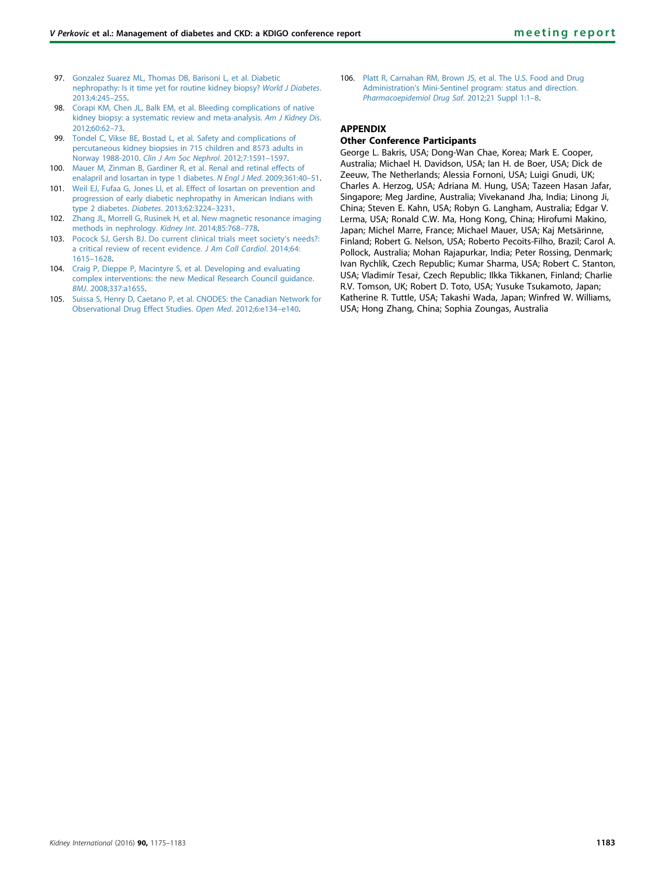97. Gonzalez Suarez ML, Thomas DB, Barisoni L, et al. Diabetic nephropathy: Is it time yet for routine kidney biopsy? *World J Diabetes*. 2013;4:245–255.
98. Corapi KM, Chen JL, Balk EM, et al. Bleeding complications of native kidney biopsy: a systematic review and meta-analysis. *Am J Kidney Dis*. 2012;60:62–73.
99. Tondel C, Vikse BE, Bostad L, et al. Safety and complications of percutaneous kidney biopsies in 715 children and 8573 adults in Norway 1988-2010. *Clin J Am Soc Nephrol*. 2012;7:1591–1597.
100. Mauer M, Zinman B, Gardiner R, et al. Renal and retinal effects of enalapril and losartan in type 1 diabetes. *N Engl J Med*. 2009;361:40–51.
101. Weil EJ, Fufaa G, Jones LI, et al. Effect of losartan on prevention and progression of early diabetic nephropathy in American Indians with type 2 diabetes. *Diabetes*. 2013;62:3224–3231.
102. Zhang JL, Morrell G, Rusinek H, et al. New magnetic resonance imaging methods in nephrology. *Kidney Int*. 2014;85:768–778.
103. Pocock SJ, Gersh BJ. Do current clinical trials meet society's needs?: a critical review of recent evidence. *J Am Coll Cardiol*. 2014;64:1615–1628.
104. Craig P, Dieppe P, Macintyre S, et al. Developing and evaluating complex interventions: the new Medical Research Council guidance. *BMJ*. 2008;337:a1655.
105. Suissa S, Henry D, Caetano P, et al. CNODES: the Canadian Network for Observational Drug Effect Studies. *Open Med*. 2012;6:e134–e140.
106. Platt R, Carnahan RM, Brown JS, et al. The U.S. Food and Drug Administration's Mini-Sentinel program: status and direction. *Pharmacoepidemiol Drug Saf*. 2012;21 Suppl 1:1–8.

## APPENDIX

### Other Conference Participants

George L. Bakris, USA; Dong-Wan Chae, Korea; Mark E. Cooper, Australia; Michael H. Davidson, USA; Ian H. de Boer, USA; Dick de Zeeuw, The Netherlands; Alessia Fornoni, USA; Luigi Gnudi, UK; Charles A. Herzog, USA; Adriana M. Hung, USA; Tazeen Hasan Jafar, Singapore; Meg Jardine, Australia; Vivekanand Jha, India; Linong Ji, China; Steven E. Kahn, USA; Robyn G. Langham, Australia; Edgar V. Lerma, USA; Ronald C.W. Ma, Hong Kong, China; Hirofumi Makino, Japan; Michel Marre, France; Michael Mauer, USA; Kaj Metsärinne, Finland; Robert G. Nelson, USA; Roberto Pecoits-Filho, Brazil; Carol A. Pollock, Australia; Mohan Rajapurkar, India; Peter Rossing, Denmark; Ivan Rychlík, Czech Republic; Kumar Sharma, USA; Robert C. Stanton, USA; Vladimír Tesař, Czech Republic; Ilkka Tikkanen, Finland; Charlie R.V. Tomson, UK; Robert D. Toto, USA; Yusuke Tsukamoto, Japan; Katherine R. Tuttle, USA; Takashi Wada, Japan; Winfred W. Williams, USA; Hong Zhang, China; Sophia Zoungas, Australia